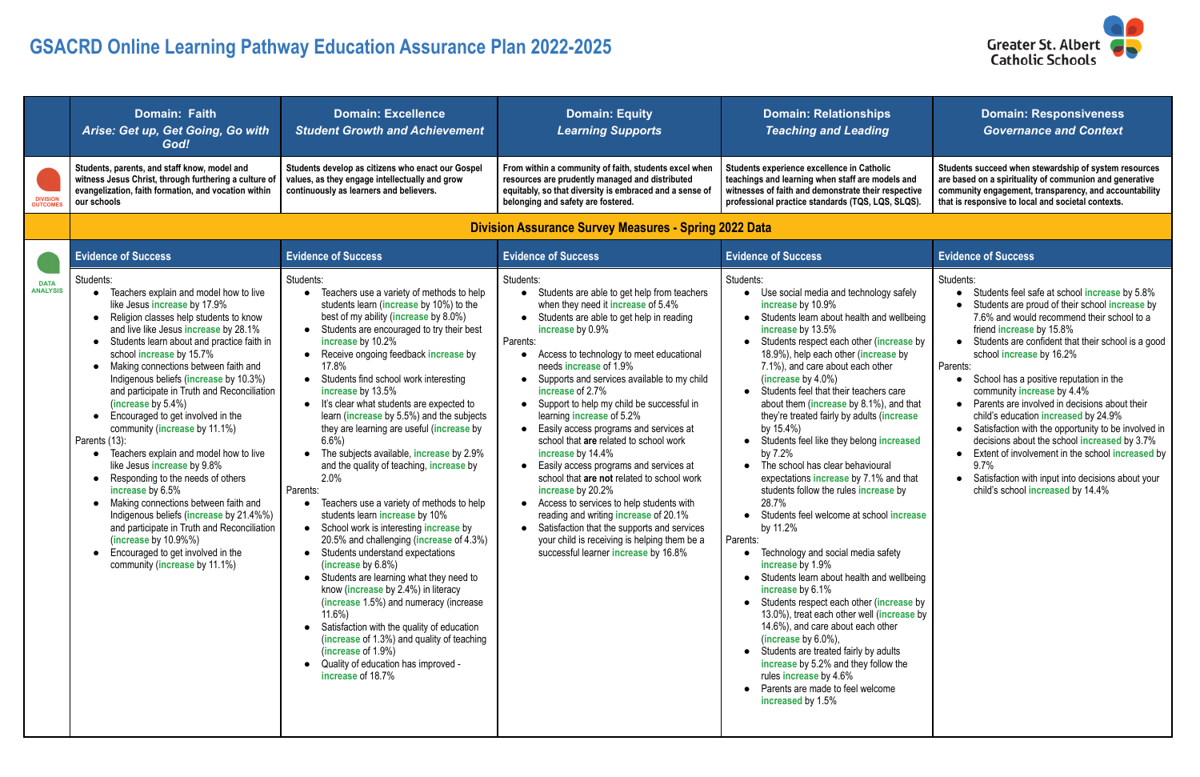# GSACRD Online Learning Pathway Education Assurance Plan 2022-2025

Greater St. Albert Catholic Schools

| | **Domain: Faith**<br>***Arise: Get up, Get Going, Go with God!*** | **Domain: Excellence**<br>***Student Growth and Achievement*** | **Domain: Equity**<br>***Learning Supports*** | **Domain: Relationships**<br>***Teaching and Leading*** | **Domain: Responsiveness**<br>***Governance and Context*** |
|---|---|---|---|---|---|
| DIVISION OUTCOMES | **Students, parents, and staff know, model and witness Jesus Christ, through furthering a culture of evangelization, faith formation, and vocation within our schools** | **Students develop as citizens who enact our Gospel values, as they engage intellectually and grow continuously as learners and believers.** | **From within a community of faith, students excel when resources are prudently managed and distributed equitably, so that diversity is embraced and a sense of belonging and safety are fostered.** | **Students experience excellence in Catholic teachings and learning when staff are models and witnesses of faith and demonstrate their respective professional practice standards (TQS, LQS, SLQS).** | **Students succeed when stewardship of system resources are based on a spirituality of communion and generative community engagement, transparency, and accountability that is responsive to local and societal contexts.** |
| | **Division Assurance Survey Measures - Spring 2022 Data** | | | | |
| DATA ANALYSIS | **Evidence of Success** | **Evidence of Success** | **Evidence of Success** | **Evidence of Success** | **Evidence of Success** |
| | Students:<br>• Teachers explain and model how to live like Jesus increase by 17.9%<br>• Religion classes help students to know and live like Jesus increase by 28.1%<br>• Students learn about and practice faith in school increase by 15.7%<br>• Making connections between faith and Indigenous beliefs (increase by 10.3%) and participate in Truth and Reconciliation (increase by 5.4%)<br>• Encouraged to get involved in the community (increase by 11.1%)<br>Parents (13):<br>• Teachers explain and model how to live like Jesus increase by 9.8%<br>• Responding to the needs of others increase by 6.5%<br>• Making connections between faith and Indigenous beliefs (increase by 21.4%%) and participate in Truth and Reconciliation (increase by 10.9%%)<br>• Encouraged to get involved in the community (increase by 11.1%) | Students:<br>• Teachers use a variety of methods to help students learn (increase by 10%) to the best of my ability (increase by 8.0%)<br>• Students are encouraged to try their best increase by 10.2%<br>• Receive ongoing feedback increase by 17.8%<br>• Students find school work interesting increase by 13.5%<br>• It's clear what students are expected to learn (increase by 5.5%) and the subjects they are learning are useful (increase by 6.6%)<br>• The subjects available, increase by 2.9% and the quality of teaching, increase by 2.0%<br>Parents:<br>• Teachers use a variety of methods to help students learn increase by 10%<br>• School work is interesting increase by 20.5% and challenging (increase of 4.3%)<br>• Students understand expectations (increase by 6.8%)<br>• Students are learning what they need to know (increase by 2.4%) in literacy (increase 1.5%) and numeracy (increase 11.6%)<br>• Satisfaction with the quality of education (increase of 1.3%) and quality of teaching (increase of 1.9%)<br>• Quality of education has improved - increase of 18.7% | Students:<br>• Students are able to get help from teachers when they need it increase of 5.4%<br>• Students are able to get help in reading increase by 0.9%<br>Parents:<br>• Access to technology to meet educational needs increase of 1.9%<br>• Supports and services available to my child increase of 2.7%<br>• Support to help my child be successful in learning increase of 5.2%<br>• Easily access programs and services at school that **are** related to school work increase by 14.4%<br>• Easily access programs and services at school that **are not** related to school work increase by 20.2%<br>• Access to services to help students with reading and writing increase of 20.1%<br>• Satisfaction that the supports and services your child is receiving is helping them be a successful learner increase by 16.8% | Students:<br>• Use social media and technology safely increase by 10.9%<br>• Students learn about health and wellbeing increase by 13.5%<br>• Students respect each other (increase by 18.9%), help each other (increase by 7.1%), and care about each other (increase by 4.0%)<br>• Students feel that their teachers care about them (increase by 8.1%), and that they're treated fairly by adults (increase by 15.4%)<br>• Students feel like they belong increased by 7.2%<br>• The school has clear behavioural expectations increase by 7.1% and that students follow the rules increase by 28.7%<br>• Students feel welcome at school increase by 11.2%<br>Parents:<br>• Technology and social media safety increase by 1.9%<br>• Students learn about health and wellbeing increase by 6.1%<br>• Students respect each other (increase by 13.0%), treat each other well (increase by 14.6%), and care about each other (increase by 6.0%),<br>• Students are treated fairly by adults increase by 5.2% and they follow the rules increase by 4.6%<br>• Parents are made to feel welcome increased by 1.5% | Students:<br>• Students feel safe at school increase by 5.8%<br>• Students are proud of their school increase by 7.6% and would recommend their school to a friend increase by 15.8%<br>• Students are confident that their school is a good school increase by 16.2%<br>Parents:<br>• School has a positive reputation in the community increase by 4.4%<br>• Parents are involved in decisions about their child's education increased by 24.9%<br>• Satisfaction with the opportunity to be involved in decisions about the school increased by 3.7%<br>• Extent of involvement in the school increased by 9.7%<br>• Satisfaction with input into decisions about your child's school increased by 14.4% |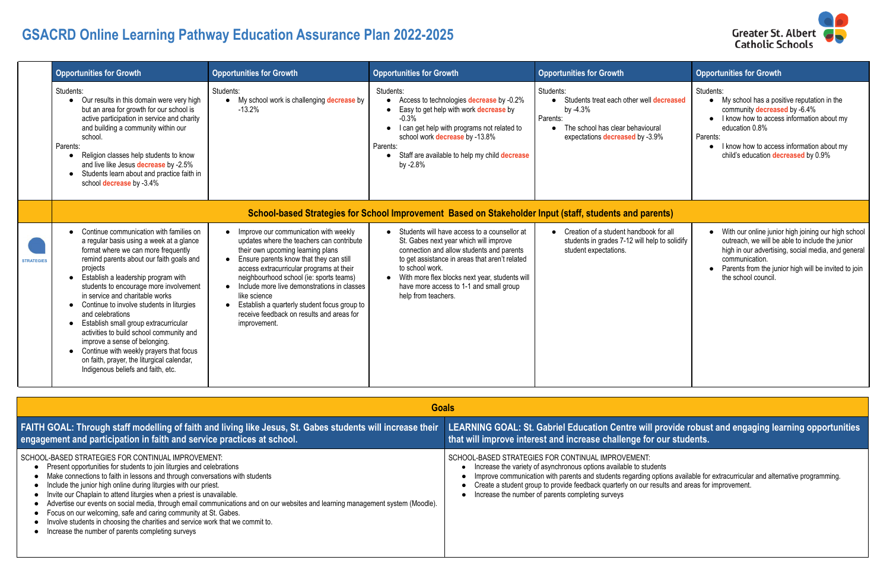# GSACRD Online Learning Pathway Education Assurance Plan 2022-2025

Greater St. Albert Catholic Schools

| | Opportunities for Growth | Opportunities for Growth | Opportunities for Growth | Opportunities for Growth | Opportunities for Growth |
|---|---|---|---|---|---|
| | Students:<br>• Our results in this domain were very high but an area for growth for our school is active participation in service and charity and building a community within our school.<br>Parents:<br>• Religion classes help students to know and live like Jesus decrease by -2.5%<br>• Students learn about and practice faith in school decrease by -3.4% | Students:<br>• My school work is challenging decrease by -13.2% | Students:<br>• Access to technologies decrease by -0.2%<br>• Easy to get help with work decrease by -0.3%<br>• I can get help with programs not related to school work decrease by -13.8%<br>Parents:<br>• Staff are available to help my child decrease by -2.8% | Students:<br>• Students treat each other well decreased by -4.3%<br>Parents:<br>• The school has clear behavioural expectations decreased by -3.9% | Students:<br>• My school has a positive reputation in the community decreased by -6.4%<br>• I know how to access information about my education 0.8%<br>Parents:<br>• I know how to access information about my child's education decreased by 0.9% |
| | **School-based Strategies for School Improvement Based on Stakeholder Input (staff, students and parents)** | | | | |
| STRATEGIES | • Continue communication with families on a regular basis using a week at a glance format where we can more frequently remind parents about our faith goals and projects<br>• Establish a leadership program with students to encourage more involvement in service and charitable works<br>• Continue to involve students in liturgies and celebrations<br>• Establish small group extracurricular activities to build school community and improve a sense of belonging.<br>• Continue with weekly prayers that focus on faith, prayer, the liturgical calendar, Indigenous beliefs and faith, etc. | • Improve our communication with weekly updates where the teachers can contribute their own upcoming learning plans<br>• Ensure parents know that they can still access extracurricular programs at their neighbourhood school (ie: sports teams)<br>• Include more live demonstrations in classes like science<br>• Establish a quarterly student focus group to receive feedback on results and areas for improvement. | • Students will have access to a counsellor at St. Gabes next year which will improve connection and allow students and parents to get assistance in areas that aren't related to school work.<br>• With more flex blocks next year, students will have more access to 1-1 and small group help from teachers. | • Creation of a student handbook for all students in grades 7-12 will help to solidify student expectations. | • With our online junior high joining our high school outreach, we will be able to include the junior high in our advertising, social media, and general communication.<br>• Parents from the junior high will be invited to join the school council. |

## Goals

| FAITH GOAL: Through staff modelling of faith and living like Jesus, St. Gabes students will increase their engagement and participation in faith and service practices at school. | LEARNING GOAL: St. Gabriel Education Centre will provide robust and engaging learning opportunities that will improve interest and increase challenge for our students. |
|---|---|
| SCHOOL-BASED STRATEGIES FOR CONTINUAL IMPROVEMENT:<br>• Present opportunities for students to join liturgies and celebrations<br>• Make connections to faith in lessons and through conversations with students<br>• Include the junior high online during liturgies with our priest.<br>• Invite our Chaplain to attend liturgies when a priest is unavailable.<br>• Advertise our events on social media, through email communications and on our websites and learning management system (Moodle).<br>• Focus on our welcoming, safe and caring community at St. Gabes.<br>• Involve students in choosing the charities and service work that we commit to.<br>• Increase the number of parents completing surveys | SCHOOL-BASED STRATEGIES FOR CONTINUAL IMPROVEMENT:<br>• Increase the variety of asynchronous options available to students<br>• Improve communication with parents and students regarding options available for extracurricular and alternative programming.<br>• Create a student group to provide feedback quarterly on our results and areas for improvement.<br>• Increase the number of parents completing surveys |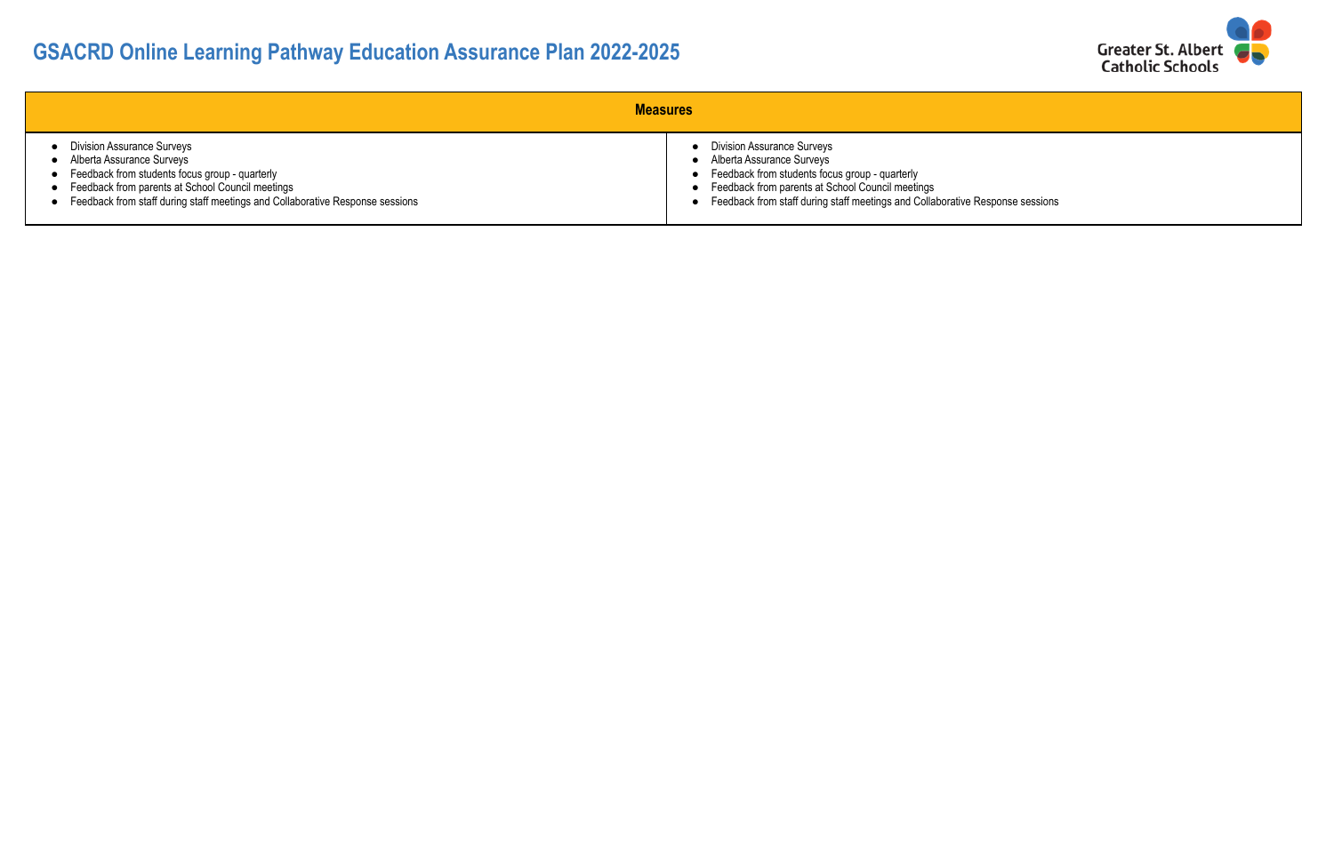# GSACRD Online Learning Pathway Education Assurance Plan 2022-2025

| Measures | |
|---|---|
| ● Division Assurance Surveys<br>● Alberta Assurance Surveys<br>● Feedback from students focus group - quarterly<br>● Feedback from parents at School Council meetings<br>● Feedback from staff during staff meetings and Collaborative Response sessions | ● Division Assurance Surveys<br>● Alberta Assurance Surveys<br>● Feedback from students focus group - quarterly<br>● Feedback from parents at School Council meetings<br>● Feedback from staff during staff meetings and Collaborative Response sessions |